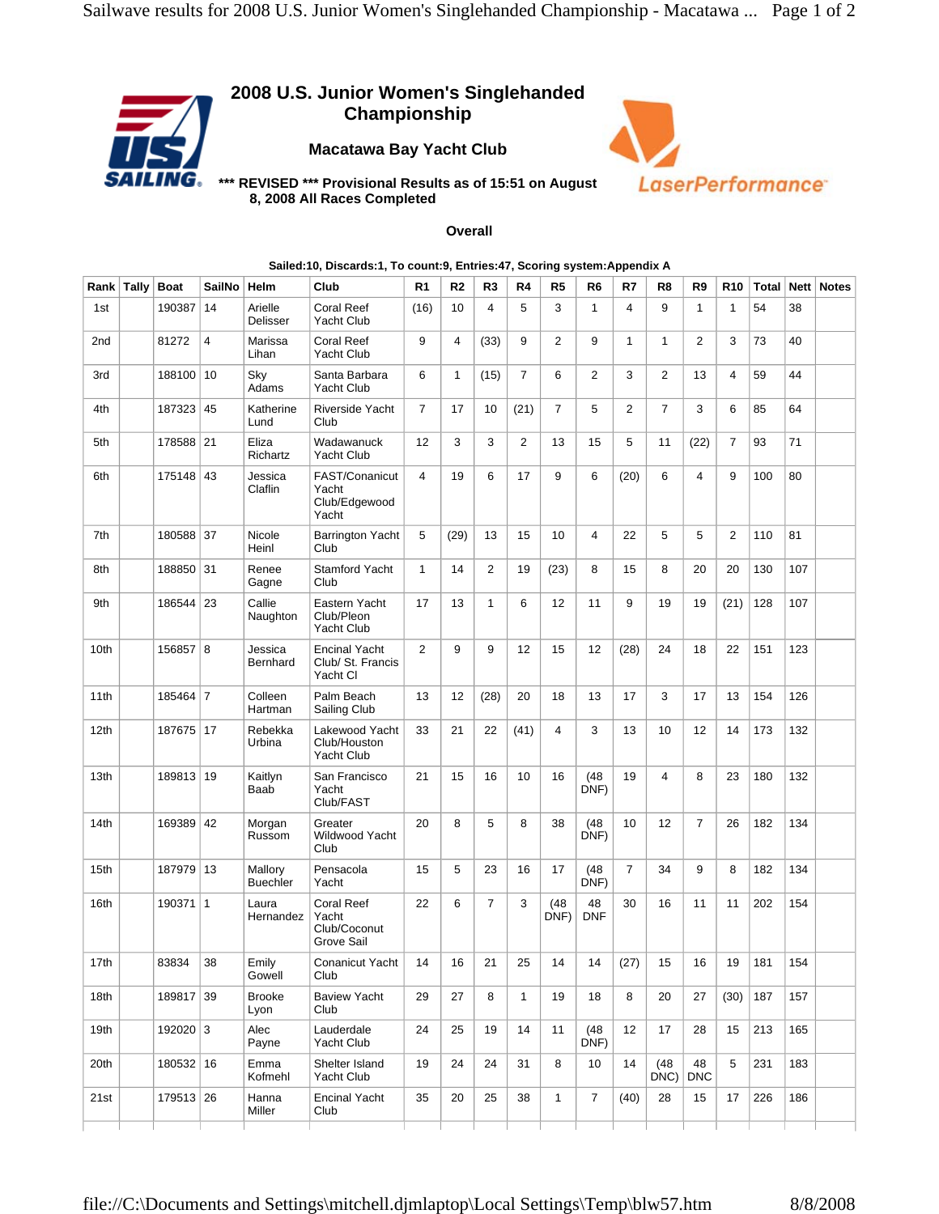# 2008 U.S. Junior Women's Singlehanded Championship

## Macatawa Bay Yacht Club

**\*\*\* REVISED \*\*\* Provisional Results as of 15:51 on August 8, 2008 All Races Completed**

### Overall

**Sailed:10, Discards:1, To count:9, Entries:47, Scoring system:Appendix A**

| Rank | Tally | Boat | SailNo | Helm | Club | R1 | R2 | R3 | R4 | R5 | R6 | R7 | R8 | R9 | R10 | Total | Nett | Notes |
|---|---|---|---|---|---|---|---|---|---|---|---|---|---|---|---|---|---|---|
| 1st | | 190387 | 14 | Arielle Delisser | Coral Reef Yacht Club | (16) | 10 | 4 | 5 | 3 | 1 | 4 | 9 | 1 | 1 | 54 | 38 | |
| 2nd | | 81272 | 4 | Marissa Lihan | Coral Reef Yacht Club | 9 | 4 | (33) | 9 | 2 | 9 | 1 | 1 | 2 | 3 | 73 | 40 | |
| 3rd | | 188100 | 10 | Sky Adams | Santa Barbara Yacht Club | 6 | 1 | (15) | 7 | 6 | 2 | 3 | 2 | 13 | 4 | 59 | 44 | |
| 4th | | 187323 | 45 | Katherine Lund | Riverside Yacht Club | 7 | 17 | 10 | (21) | 7 | 5 | 2 | 7 | 3 | 6 | 85 | 64 | |
| 5th | | 178588 | 21 | Eliza Richartz | Wadawanuck Yacht Club | 12 | 3 | 3 | 2 | 13 | 15 | 5 | 11 | (22) | 7 | 93 | 71 | |
| 6th | | 175148 | 43 | Jessica Claflin | FAST/Conanicut Yacht Club/Edgewood Yacht | 4 | 19 | 6 | 17 | 9 | 6 | (20) | 6 | 4 | 9 | 100 | 80 | |
| 7th | | 180588 | 37 | Nicole Heinl | Barrington Yacht Club | 5 | (29) | 13 | 15 | 10 | 4 | 22 | 5 | 5 | 2 | 110 | 81 | |
| 8th | | 188850 | 31 | Renee Gagne | Stamford Yacht Club | 1 | 14 | 2 | 19 | (23) | 8 | 15 | 8 | 20 | 20 | 130 | 107 | |
| 9th | | 186544 | 23 | Callie Naughton | Eastern Yacht Club/Pleon Yacht Club | 17 | 13 | 1 | 6 | 12 | 11 | 9 | 19 | 19 | (21) | 128 | 107 | |
| 10th | | 156857 | 8 | Jessica Bernhard | Encinal Yacht Club/ St. Francis Yacht Cl | 2 | 9 | 9 | 12 | 15 | 12 | (28) | 24 | 18 | 22 | 151 | 123 | |
| 11th | | 185464 | 7 | Colleen Hartman | Palm Beach Sailing Club | 13 | 12 | (28) | 20 | 18 | 13 | 17 | 3 | 17 | 13 | 154 | 126 | |
| 12th | | 187675 | 17 | Rebekka Urbina | Lakewood Yacht Club/Houston Yacht Club | 33 | 21 | 22 | (41) | 4 | 3 | 13 | 10 | 12 | 14 | 173 | 132 | |
| 13th | | 189813 | 19 | Kaitlyn Baab | San Francisco Yacht Club/FAST | 21 | 15 | 16 | 10 | 16 | (48 DNF) | 19 | 4 | 8 | 23 | 180 | 132 | |
| 14th | | 169389 | 42 | Morgan Russom | Greater Wildwood Yacht Club | 20 | 8 | 5 | 8 | 38 | (48 DNF) | 10 | 12 | 7 | 26 | 182 | 134 | |
| 15th | | 187979 | 13 | Mallory Buechler | Pensacola Yacht | 15 | 5 | 23 | 16 | 17 | (48 DNF) | 7 | 34 | 9 | 8 | 182 | 134 | |
| 16th | | 190371 | 1 | Laura Hernandez | Coral Reef Yacht Club/Coconut Grove Sail | 22 | 6 | 7 | 3 | (48 DNF) | 48 DNF | 30 | 16 | 11 | 11 | 202 | 154 | |
| 17th | | 83834 | 38 | Emily Gowell | Conanicut Yacht Club | 14 | 16 | 21 | 25 | 14 | 14 | (27) | 15 | 16 | 19 | 181 | 154 | |
| 18th | | 189817 | 39 | Brooke Lyon | Baview Yacht Club | 29 | 27 | 8 | 1 | 19 | 18 | 8 | 20 | 27 | (30) | 187 | 157 | |
| 19th | | 192020 | 3 | Alec Payne | Lauderdale Yacht Club | 24 | 25 | 19 | 14 | 11 | (48 DNF) | 12 | 17 | 28 | 15 | 213 | 165 | |
| 20th | | 180532 | 16 | Emma Kofmehl | Shelter Island Yacht Club | 19 | 24 | 24 | 31 | 8 | 10 | 14 | (48 DNC) | 48 DNC | 5 | 231 | 183 | |
| 21st | | 179513 | 26 | Hanna Miller | Encinal Yacht Club | 35 | 20 | 25 | 38 | 1 | 7 | (40) | 28 | 15 | 17 | 226 | 186 | |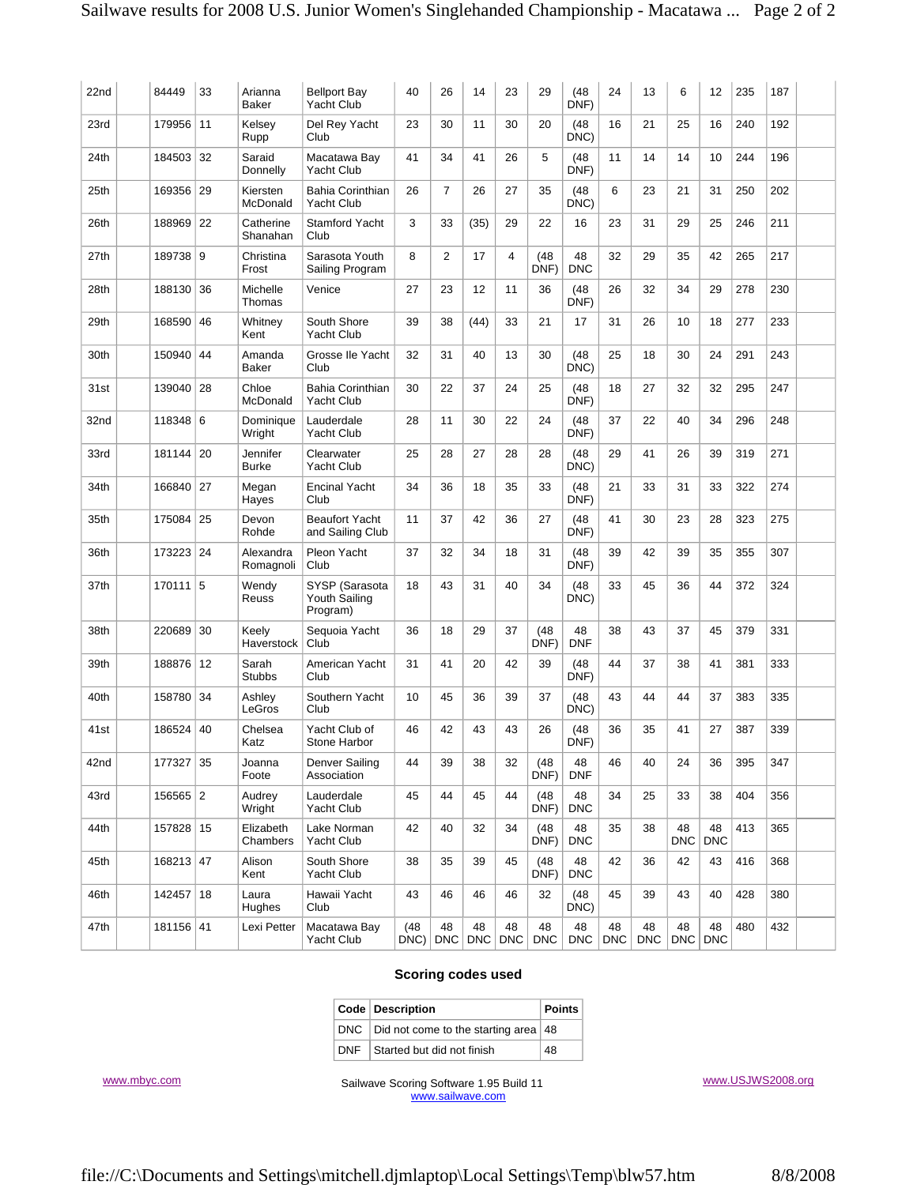| | | | | | | | | | | | | | | | | | | | |
|---|---|---|---|---|---|---|---|---|---|---|---|---|---|---|---|---|---|---|---|
| 22nd | | 84449 | 33 | Arianna Baker | Bellport Bay Yacht Club | 40 | 26 | 14 | 23 | 29 | (48 DNF) | 24 | 13 | 6 | 12 | 235 | 187 | |
| 23rd | | 179956 | 11 | Kelsey Rupp | Del Rey Yacht Club | 23 | 30 | 11 | 30 | 20 | (48 DNC) | 16 | 21 | 25 | 16 | 240 | 192 | |
| 24th | | 184503 | 32 | Saraid Donnelly | Macatawa Bay Yacht Club | 41 | 34 | 41 | 26 | 5 | (48 DNF) | 11 | 14 | 14 | 10 | 244 | 196 | |
| 25th | | 169356 | 29 | Kiersten McDonald | Bahia Corinthian Yacht Club | 26 | 7 | 26 | 27 | 35 | (48 DNC) | 6 | 23 | 21 | 31 | 250 | 202 | |
| 26th | | 188969 | 22 | Catherine Shanahan | Stamford Yacht Club | 3 | 33 | (35) | 29 | 22 | 16 | 23 | 31 | 29 | 25 | 246 | 211 | |
| 27th | | 189738 | 9 | Christina Frost | Sarasota Youth Sailing Program | 8 | 2 | 17 | 4 | (48 DNF) | 48 DNC | 32 | 29 | 35 | 42 | 265 | 217 | |
| 28th | | 188130 | 36 | Michelle Thomas | Venice | 27 | 23 | 12 | 11 | 36 | (48 DNF) | 26 | 32 | 34 | 29 | 278 | 230 | |
| 29th | | 168590 | 46 | Whitney Kent | South Shore Yacht Club | 39 | 38 | (44) | 33 | 21 | 17 | 31 | 26 | 10 | 18 | 277 | 233 | |
| 30th | | 150940 | 44 | Amanda Baker | Grosse Ile Yacht Club | 32 | 31 | 40 | 13 | 30 | (48 DNC) | 25 | 18 | 30 | 24 | 291 | 243 | |
| 31st | | 139040 | 28 | Chloe McDonald | Bahia Corinthian Yacht Club | 30 | 22 | 37 | 24 | 25 | (48 DNF) | 18 | 27 | 32 | 32 | 295 | 247 | |
| 32nd | | 118348 | 6 | Dominique Wright | Lauderdale Yacht Club | 28 | 11 | 30 | 22 | 24 | (48 DNF) | 37 | 22 | 40 | 34 | 296 | 248 | |
| 33rd | | 181144 | 20 | Jennifer Burke | Clearwater Yacht Club | 25 | 28 | 27 | 28 | 28 | (48 DNC) | 29 | 41 | 26 | 39 | 319 | 271 | |
| 34th | | 166840 | 27 | Megan Hayes | Encinal Yacht Club | 34 | 36 | 18 | 35 | 33 | (48 DNF) | 21 | 33 | 31 | 33 | 322 | 274 | |
| 35th | | 175084 | 25 | Devon Rohde | Beaufort Yacht and Sailing Club | 11 | 37 | 42 | 36 | 27 | (48 DNF) | 41 | 30 | 23 | 28 | 323 | 275 | |
| 36th | | 173223 | 24 | Alexandra Romagnoli | Pleon Yacht Club | 37 | 32 | 34 | 18 | 31 | (48 DNF) | 39 | 42 | 39 | 35 | 355 | 307 | |
| 37th | | 170111 | 5 | Wendy Reuss | SYSP (Sarasota Youth Sailing Program) | 18 | 43 | 31 | 40 | 34 | (48 DNC) | 33 | 45 | 36 | 44 | 372 | 324 | |
| 38th | | 220689 | 30 | Keely Haverstock | Sequoia Yacht Club | 36 | 18 | 29 | 37 | (48 DNF) | 48 DNF | 38 | 43 | 37 | 45 | 379 | 331 | |
| 39th | | 188876 | 12 | Sarah Stubbs | American Yacht Club | 31 | 41 | 20 | 42 | 39 | (48 DNF) | 44 | 37 | 38 | 41 | 381 | 333 | |
| 40th | | 158780 | 34 | Ashley LeGros | Southern Yacht Club | 10 | 45 | 36 | 39 | 37 | (48 DNC) | 43 | 44 | 44 | 37 | 383 | 335 | |
| 41st | | 186524 | 40 | Chelsea Katz | Yacht Club of Stone Harbor | 46 | 42 | 43 | 43 | 26 | (48 DNF) | 36 | 35 | 41 | 27 | 387 | 339 | |
| 42nd | | 177327 | 35 | Joanna Foote | Denver Sailing Association | 44 | 39 | 38 | 32 | (48 DNF) | 48 DNF | 46 | 40 | 24 | 36 | 395 | 347 | |
| 43rd | | 156565 | 2 | Audrey Wright | Lauderdale Yacht Club | 45 | 44 | 45 | 44 | (48 DNF) | 48 DNC | 34 | 25 | 33 | 38 | 404 | 356 | |
| 44th | | 157828 | 15 | Elizabeth Chambers | Lake Norman Yacht Club | 42 | 40 | 32 | 34 | (48 DNF) | 48 DNC | 35 | 38 | 48 DNC | 48 DNC | 413 | 365 | |
| 45th | | 168213 | 47 | Alison Kent | South Shore Yacht Club | 38 | 35 | 39 | 45 | (48 DNF) | 48 DNC | 42 | 36 | 42 | 43 | 416 | 368 | |
| 46th | | 142457 | 18 | Laura Hughes | Hawaii Yacht Club | 43 | 46 | 46 | 46 | 32 | (48 DNC) | 45 | 39 | 43 | 40 | 428 | 380 | |
| 47th | | 181156 | 41 | Lexi Petter | Macatawa Bay Yacht Club | (48 DNC) | 48 DNC | 48 DNC | 48 DNC | 48 DNC | 48 DNC | 48 DNC | 48 DNC | 48 DNC | 48 DNC | 480 | 432 | |

### Scoring codes used

| Code | Description | Points |
|---|---|---|
| DNC | Did not come to the starting area | 48 |
| DNF | Started but did not finish | 48 |

www.mbyc.com

Sailwave Scoring Software 1.95 Build 11
www.sailwave.com

www.USJWS2008.org